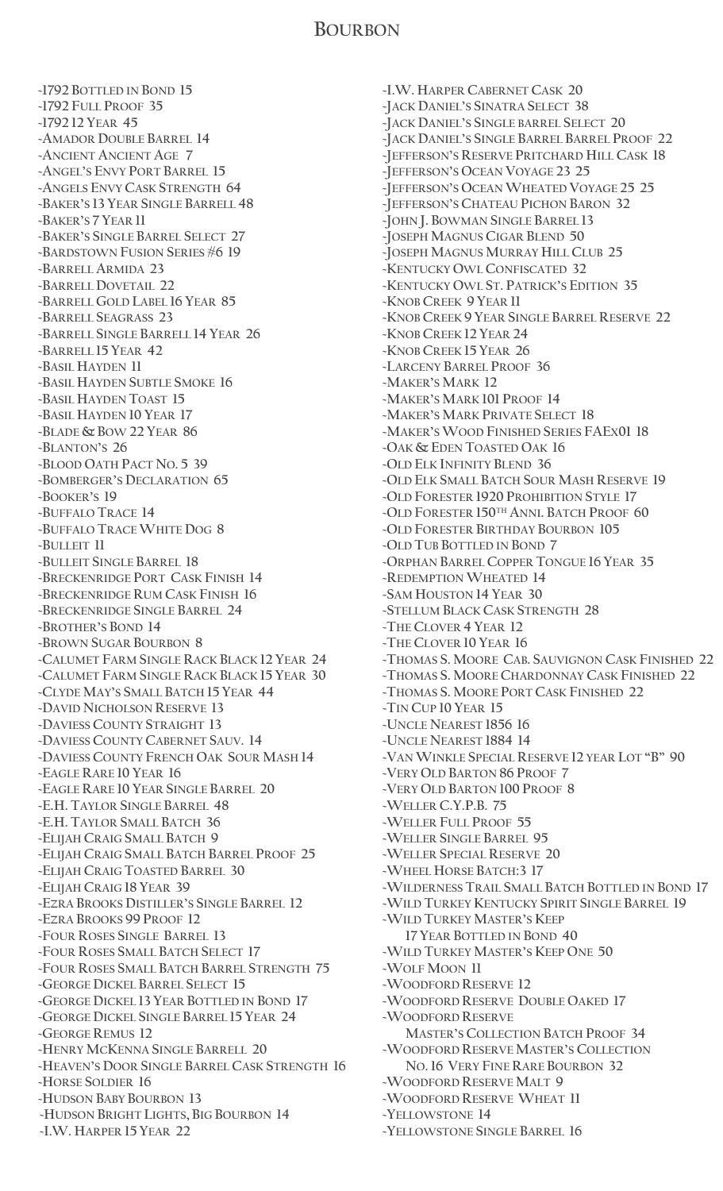# Bourbon

- -1792 Bottled in Bond 15
- -1792 Full Proof 35
- -1792 12 Year 45
- -Amador Double Barrel 14
- -Ancient Ancient Age 7
- -Angel's Envy Port Barrel 15
- -Angels Envy Cask Strength 64
- -Baker's 13 Year Single Barrell 48
- -Baker's 7 Year 11
- -Baker's Single Barrel Select 27
- -Bardstown Fusion Series #6 19
- -Barrell Armida 23
- -Barrell Dovetail 22
- -Barrell Gold Label 16 Year 85
- -Barrell Seagrass 23
- -Barrell Single Barrell 14 Year 26
- -Barrell 15 Year 42
- -Basil Hayden 11
- -Basil Hayden Subtle Smoke 16
- -Basil Hayden Toast 15
- -Basil Hayden 10 Year 17
- -Blade & Bow 22 Year 86
- -Blanton's 26
- -Blood Oath Pact No. 5 39
- -Bomberger's Declaration 65
- -Booker's 19
- -Buffalo Trace 14
- -Buffalo Trace White Dog 8
- -Bulleit 11
- -Bulleit Single Barrel 18
- -Breckenridge Port Cask Finish 14
- -Breckenridge Rum Cask Finish 16
- -Breckenridge Single Barrel 24
- -Brother's Bond 14
- -Brown Sugar Bourbon 8
- -Calumet Farm Single Rack Black 12 Year 24
- -Calumet Farm Single Rack Black 15 Year 30
- -Clyde May's Small Batch 15 Year 44
- -David Nicholson Reserve 13
- -Daviess County Straight 13
- -Daviess County Cabernet Sauv. 14
- -Daviess County French Oak Sour Mash 14
- -Eagle Rare 10 Year 16
- -Eagle Rare 10 Year Single Barrel 20
- -E.H. Taylor Single Barrel 48
- -E.H. Taylor Small Batch 36
- -Elijah Craig Small Batch 9
- -Elijah Craig Small Batch Barrel Proof 25
- -Elijah Craig Toasted Barrel 30
- -Elijah Craig 18 Year 39
- -Ezra Brooks Distiller's Single Barrel 12
- -Ezra Brooks 99 Proof 12
- -Four Roses Single Barrel 13
- -Four Roses Small Batch Select 17
- -Four Roses Small Batch Barrel Strength 75
- -George Dickel Barrel Select 15
- -George Dickel 13 Year Bottled in Bond 17
- -George Dickel Single Barrel 15 Year 24
- -George Remus 12
- -Henry McKenna Single Barrell 20
- -Heaven's Door Single Barrel Cask Strength 16
- -Horse Soldier 16
- -Hudson Baby Bourbon 13
- -Hudson Bright Lights, Big Bourbon 14
- -I.W. Harper 15 Year 22
- -I.W. Harper Cabernet Cask 20
- -Jack Daniel's Sinatra Select 38
- -Jack Daniel's Single barrel Select 20
- -Jack Daniel's Single Barrel Barrel Proof 22
- -Jefferson's Reserve Pritchard Hill Cask 18
- -Jefferson's Ocean Voyage 23 25
- -Jefferson's Ocean Wheated Voyage 25 25
- -Jefferson's Chateau Pichon Baron 32
- -John J. Bowman Single Barrel 13
- -Joseph Magnus Cigar Blend 50
- -Joseph Magnus Murray Hill Club 25
- -Kentucky Owl Confiscated 32
- -Kentucky Owl St. Patrick's Edition 35
- -Knob Creek 9 Year 11
- -Knob Creek 9 Year Single Barrel Reserve 22
- -Knob Creek 12 Year 24
- -Knob Creek 15 Year 26
- -Larceny Barrel Proof 36
- -Maker's Mark 12
- -Maker's Mark 101 Proof 14
- -Maker's Mark Private Select 18
- -Maker's Wood Finished Series FAEx01 18
- -Oak & Eden Toasted Oak 16
- -Old Elk Infinity Blend 36
- -Old Elk Small Batch Sour Mash Reserve 19
- -Old Forester 1920 Prohibition Style 17
- -Old Forester 150th Anni. Batch Proof 60
- -Old Forester Birthday Bourbon 105
- -Old Tub Bottled in Bond 7
- -Orphan Barrel Copper Tongue 16 Year 35
- -Redemption Wheated 14
- -Sam Houston 14 Year 30
- -Stellum Black Cask Strength 28
- -The Clover 4 Year 12
- -The Clover 10 Year 16
- -Thomas S. Moore Cab. Sauvignon Cask Finished 22
- -Thomas S. Moore Chardonnay Cask Finished 22
- -Thomas S. Moore Port Cask Finished 22
- -Tin Cup 10 Year 15
- -Uncle Nearest 1856 16
- -Uncle Nearest 1884 14
- -Van Winkle Special Reserve 12 year Lot "B" 90
- -Very Old Barton 86 Proof 7
- -Very Old Barton 100 Proof 8
- -Weller C.Y.P.B. 75
- -Weller Full Proof 55
- -Weller Single Barrel 95
- -Weller Special Reserve 20
- -Wheel Horse Batch:3 17
- -Wilderness Trail Small Batch Bottled in Bond 17
- -Wild Turkey Kentucky Spirit Single Barrel 19
- -Wild Turkey Master's Keep 17 Year Bottled in Bond 40
- -Wild Turkey Master's Keep One 50
- -Wolf Moon 11
- -Woodford Reserve 12
- -Woodford Reserve Double Oaked 17
- -Woodford Reserve Master's Collection Batch Proof 34
- -Woodford Reserve Master's Collection No. 16 Very Fine Rare Bourbon 32
- -Woodford Reserve Malt 9
- -Woodford Reserve Wheat 11
- -Yellowstone 14
- -Yellowstone Single Barrel 16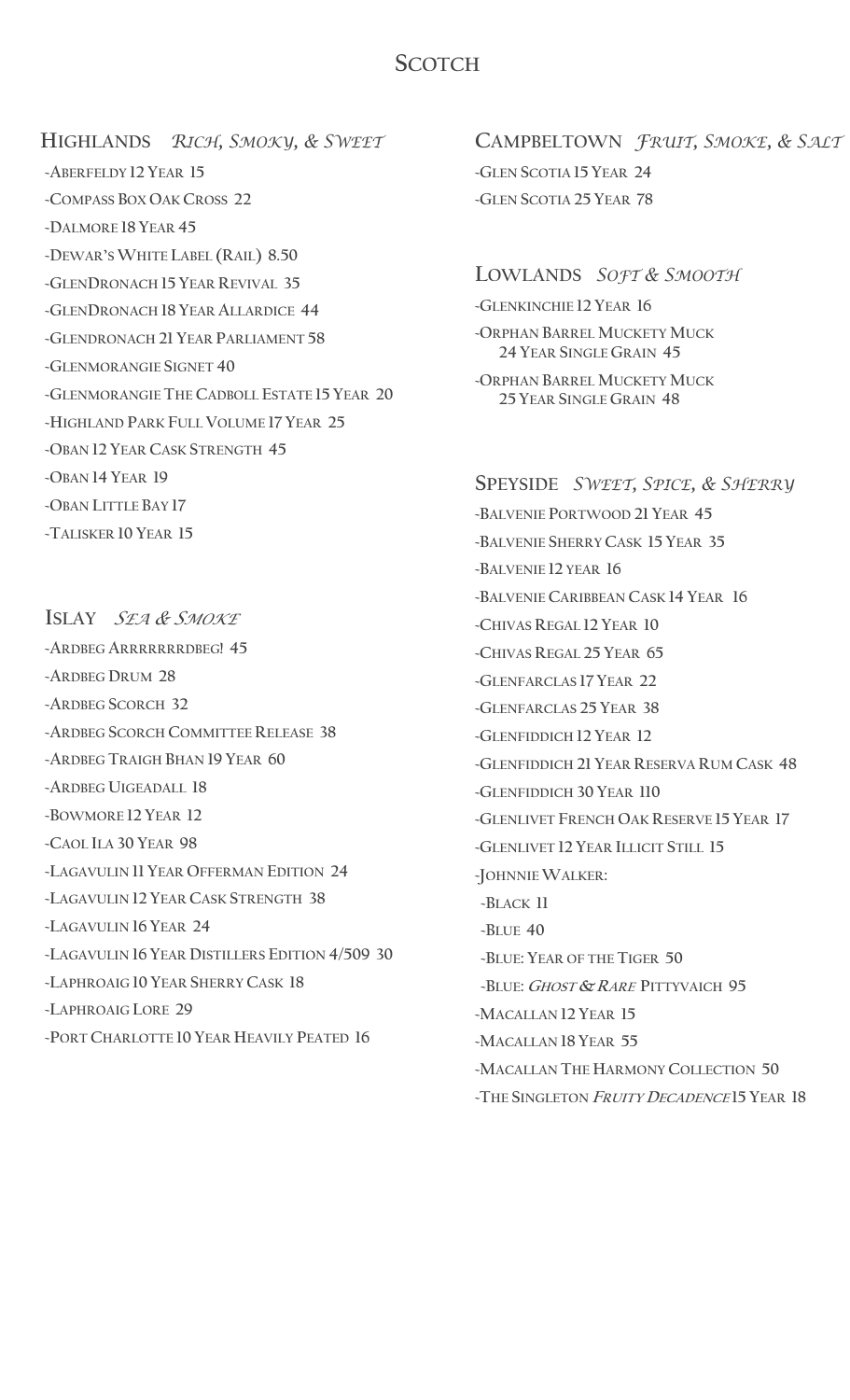# Scotch

## Highlands *Rich, Smoky, & Sweet*

- Aberfeldy 12 Year 15
- Compass Box Oak Cross 22
- Dalmore 18 Year 45
- Dewar's White Label (Rail) 8.50
- GlenDronach 15 Year Revival 35
- GlenDronach 18 Year Allardice 44
- Glendronach 21 Year Parliament 58
- Glenmorangie Signet 40
- Glenmorangie The Cadboll Estate 15 Year 20
- Highland Park Full Volume 17 Year 25
- Oban 12 Year Cask Strength 45
- Oban 14 Year 19
- Oban Little Bay 17
- Talisker 10 Year 15

## Islay *Sea & Smoke*

- Ardbeg Arrrrrrrdbeg! 45
- Ardbeg Drum 28
- Ardbeg Scorch 32
- Ardbeg Scorch Committee Release 38
- Ardbeg Traigh Bhan 19 Year 60
- Ardbeg Uigeadall 18
- Bowmore 12 Year 12
- Caol Ila 30 Year 98
- Lagavulin 11 Year Offerman Edition 24
- Lagavulin 12 Year Cask Strength 38
- Lagavulin 16 Year 24
- Lagavulin 16 Year Distillers Edition 4/509 30
- Laphroaig 10 Year Sherry Cask 18
- Laphroaig Lore 29
- Port Charlotte 10 Year Heavily Peated 16

## Campbeltown *Fruit, Smoke, & Salt*

- Glen Scotia 15 Year 24
- Glen Scotia 25 Year 78

## Lowlands *Soft & Smooth*

- Glenkinchie 12 Year 16
- Orphan Barrel Muckety Muck 24 Year Single Grain 45
- Orphan Barrel Muckety Muck 25 Year Single Grain 48

## Speyside *Sweet, Spice, & Sherry*

- Balvenie Portwood 21 Year 45
- Balvenie Sherry Cask 15 Year 35
- Balvenie 12 year 16
- Balvenie Caribbean Cask 14 Year 16
- Chivas Regal 12 Year 10
- Chivas Regal 25 Year 65
- Glenfarclas 17 Year 22
- Glenfarclas 25 Year 38
- Glenfiddich 12 Year 12
- Glenfiddich 21 Year Reserva Rum Cask 48
- Glenfiddich 30 Year 110
- Glenlivet French Oak Reserve 15 Year 17
- Glenlivet 12 Year Illicit Still 15
- Johnnie Walker:
  - Black 11
  - Blue 40
  - Blue: Year of the Tiger 50
  - Blue: *Ghost & Rare* Pittyvaich 95
- Macallan 12 Year 15
- Macallan 18 Year 55
- Macallan The Harmony Collection 50
- The Singleton *Fruity Decadence* 15 Year 18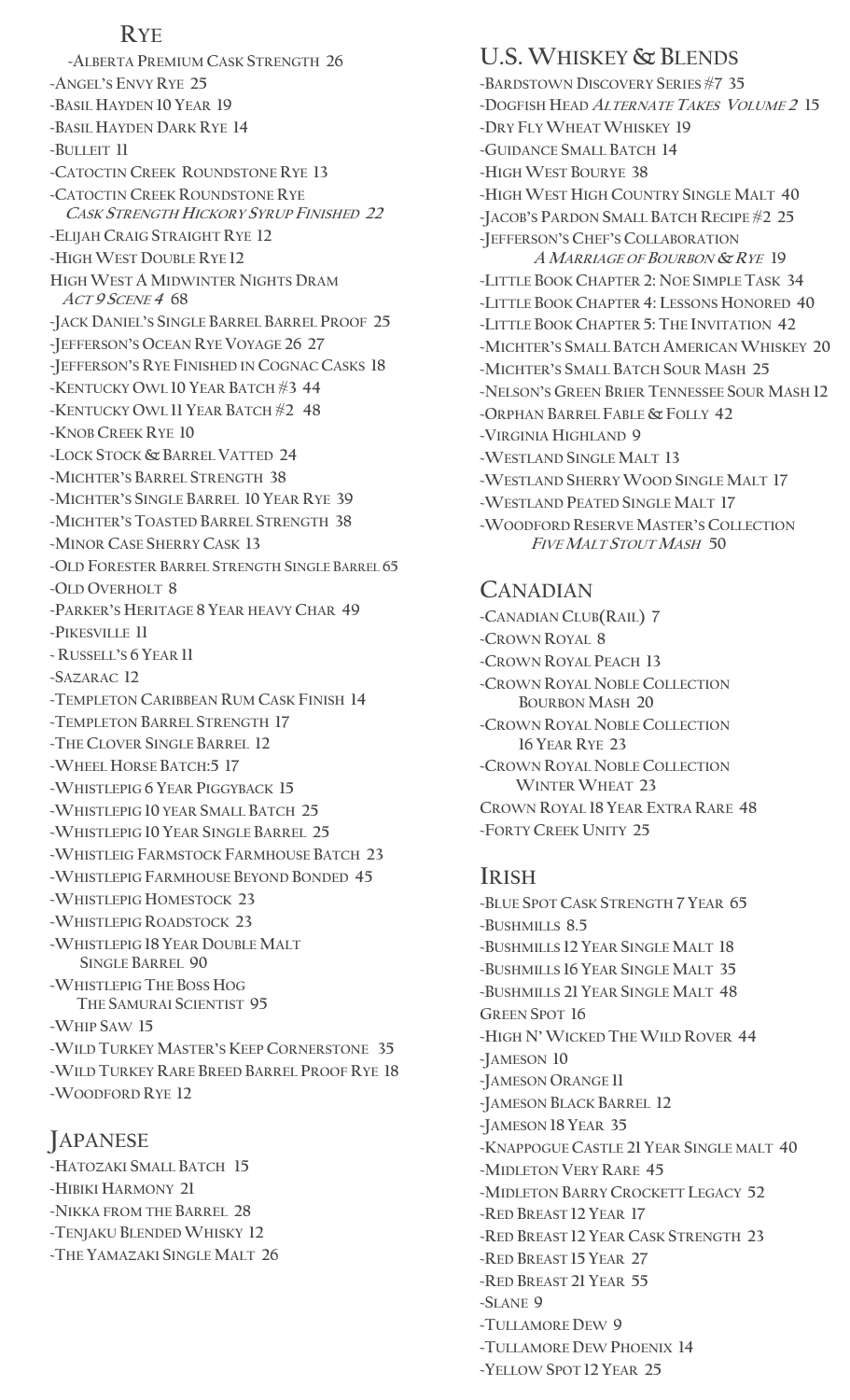## Rye

- -Alberta Premium Cask Strength 26
- -Angel's Envy Rye 25
- -Basil Hayden 10 Year 19
- -Basil Hayden Dark Rye 14
- -Bulleit 11
- -Catoctin Creek Roundstone Rye 13
- -Catoctin Creek Roundstone Rye *Cask Strength Hickory Syrup Finished* 22
- -Elijah Craig Straight Rye 12
- -High West Double Rye 12
- High West A Midwinter Nights Dram *Act 9 Scene 4* 68
- -Jack Daniel's Single Barrel Barrel Proof 25
- -Jefferson's Ocean Rye Voyage 26 27
- -Jefferson's Rye Finished in Cognac Casks 18
- -Kentucky Owl 10 Year Batch #3 44
- -Kentucky Owl 11 Year Batch #2 48
- -Knob Creek Rye 10
- -Lock Stock & Barrel Vatted 24
- -Michter's Barrel Strength 38
- -Michter's Single Barrel 10 Year Rye 39
- -Michter's Toasted Barrel Strength 38
- -Minor Case Sherry Cask 13
- -Old Forester Barrel Strength Single Barrel 65
- -Old Overholt 8
- -Parker's Heritage 8 Year heavy Char 49
- -Pikesville 11
- - Russell's 6 Year 11
- -Sazarac 12
- -Templeton Caribbean Rum Cask Finish 14
- -Templeton Barrel Strength 17
- -The Clover Single Barrel 12
- -Wheel Horse Batch:5 17
- -Whistlepig 6 Year Piggyback 15
- -Whistlepig 10 year Small Batch 25
- -Whistlepig 10 Year Single Barrel 25
- -Whistleig Farmstock Farmhouse Batch 23
- -Whistlepig Farmhouse Beyond Bonded 45
- -Whistlepig Homestock 23
- -Whistlepig Roadstock 23
- -Whistlepig 18 Year Double Malt Single Barrel 90
- -Whistlepig The Boss Hog The Samurai Scientist 95
- -Whip Saw 15
- -Wild Turkey Master's Keep Cornerstone 35
- -Wild Turkey Rare Breed Barrel Proof Rye 18
- -Woodford Rye 12

## Japanese

- -Hatozaki Small Batch 15
- -Hibiki Harmony 21
- -Nikka from the Barrel 28
- -Tenjaku Blended Whisky 12
- -The Yamazaki Single Malt 26

## U.S. Whiskey & Blends

- -Bardstown Discovery Series #7 35
- -Dogfish Head *Alternate Takes Volume 2* 15
- -Dry Fly Wheat Whiskey 19
- -Guidance Small Batch 14
- -High West Bourye 38
- -High West High Country Single Malt 40
- -Jacob's Pardon Small Batch Recipe #2 25
- -Jefferson's Chef's Collaboration *A Marriage of Bourbon & Rye* 19
- -Little Book Chapter 2: Noe Simple Task 34
- -Little Book Chapter 4: Lessons Honored 40
- -Little Book Chapter 5: The Invitation 42
- -Michter's Small Batch American Whiskey 20
- -Michter's Small Batch Sour Mash 25
- -Nelson's Green Brier Tennessee Sour Mash 12
- -Orphan Barrel Fable & Folly 42
- -Virginia Highland 9
- -Westland Single Malt 13
- -Westland Sherry Wood Single Malt 17
- -Westland Peated Single Malt 17
- -Woodford Reserve Master's Collection *Five Malt Stout Mash* 50

## Canadian

- -Canadian Club(Rail) 7
- -Crown Royal 8
- -Crown Royal Peach 13
- -Crown Royal Noble Collection Bourbon Mash 20
- -Crown Royal Noble Collection 16 Year Rye 23
- -Crown Royal Noble Collection Winter Wheat 23
- Crown Royal 18 Year Extra Rare 48
- -Forty Creek Unity 25

## Irish

- -Blue Spot Cask Strength 7 Year 65
- -Bushmills 8.5
- -Bushmills 12 Year Single Malt 18
- -Bushmills 16 Year Single Malt 35
- -Bushmills 21 Year Single Malt 48
- Green Spot 16
- -High N' Wicked The Wild Rover 44
- -Jameson 10
- -Jameson Orange 11
- -Jameson Black Barrel 12
- -Jameson 18 Year 35
- -Knappogue Castle 21 Year Single malt 40
- -Midleton Very Rare 45
- -Midleton Barry Crockett Legacy 52
- -Red Breast 12 Year 17
- -Red Breast 12 Year Cask Strength 23
- -Red Breast 15 Year 27
- -Red Breast 21 Year 55
- -Slane 9
- -Tullamore Dew 9
- -Tullamore Dew Phoenix 14
- -Yellow Spot 12 Year 25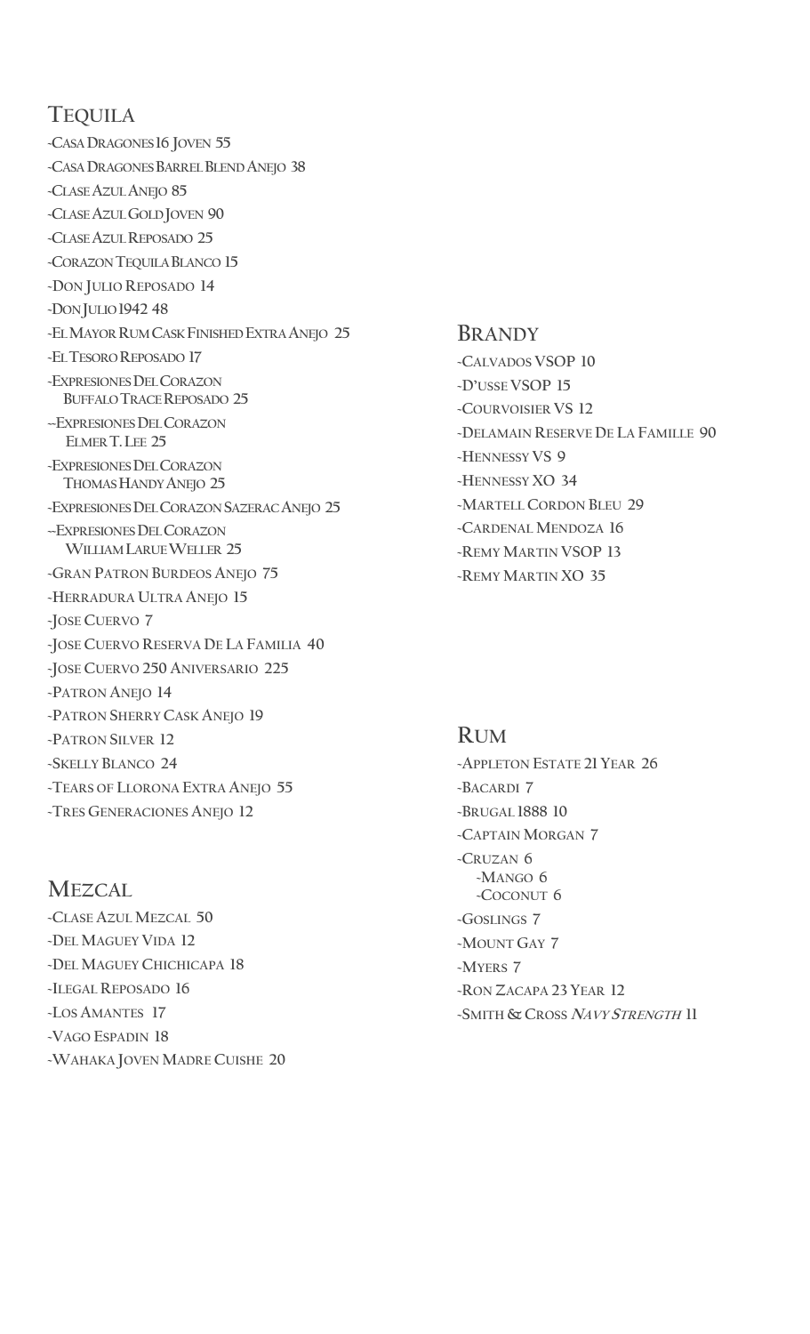## Tequila

- Casa Dragones 16 Joven 55
- Casa Dragones Barrel Blend Anejo 38
- Clase Azul Anejo 85
- Clase Azul Gold Joven 90
- Clase Azul Reposado 25
- Corazon Tequila Blanco 15
- Don Julio Reposado 14
- Don Julio 1942 48
- El Mayor Rum Cask Finished Extra Anejo 25
- El Tesoro Reposado 17
- Expresiones Del Corazon Buffalo Trace Reposado 25
- ~Expresiones Del Corazon Elmer T. Lee 25
- Expresiones Del Corazon Thomas Handy Anejo 25
- Expresiones Del Corazon Sazerac Anejo 25
- ~Expresiones Del Corazon William Larue Weller 25
- Gran Patron Burdeos Anejo 75
- Herradura Ultra Anejo 15
- Jose Cuervo 7
- Jose Cuervo Reserva De La Familia 40
- Jose Cuervo 250 Aniversario 225
- Patron Anejo 14
- Patron Sherry Cask Anejo 19
- Patron Silver 12
- Skelly Blanco 24
- Tears of Llorona Extra Anejo 55
- Tres Generaciones Anejo 12

## Mezcal

- Clase Azul Mezcal 50
- Del Maguey Vida 12
- Del Maguey Chichicapa 18
- Ilegal Reposado 16
- Los Amantes 17
- Vago Espadin 18
- Wahaka Joven Madre Cuishe 20

## Brandy

- Calvados VSOP 10
- D'usse VSOP 15
- Courvoisier VS 12
- Delamain Reserve De La Famille 90
- Hennessy VS 9
- Hennessy XO 34
- Martell Cordon Bleu 29
- Cardenal Mendoza 16
- Remy Martin VSOP 13
- Remy Martin XO 35

## Rum

- Appleton Estate 21 Year 26
- Bacardi 7
- Brugal 1888 10
- Captain Morgan 7
- Cruzan 6
  - Mango 6
  - Coconut 6
- Goslings 7
- Mount Gay 7
- Myers 7
- Ron Zacapa 23 Year 12
- Smith & Cross *Navy Strength* 11